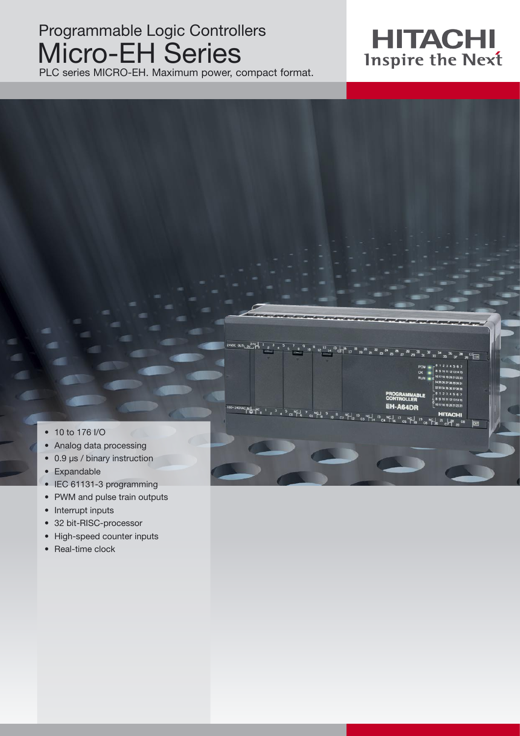# Programmable Logic Controllers
# Micro-EH Series

PLC series MICRO-EH. Maximum power, compact format.

HITACHI
Inspire the Next

- 10 to 176 I/O
- Analog data processing
- 0.9 µs / binary instruction
- Expandable
- IEC 61131-3 programming
- PWM and pulse train outputs
- Interrupt inputs
- 32 bit-RISC-processor
- High-speed counter inputs
- Real-time clock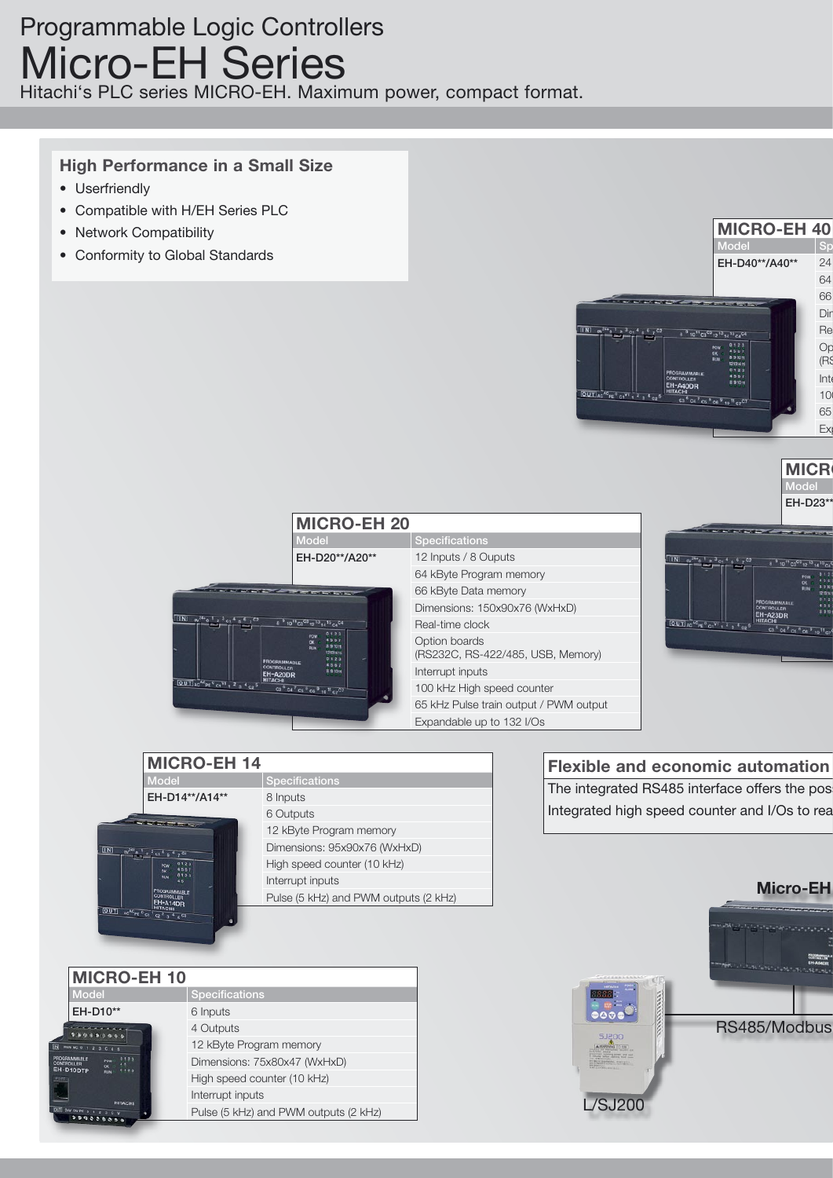# Programmable Logic Controllers

# Micro-EH Series

Hitachi's PLC series MICRO-EH. Maximum power, compact format.

### High Performance in a Small Size

- Userfriendly
- Compatible with H/EH Series PLC
- Network Compatibility
- Conformity to Global Standards

### MICRO-EH 40

| Model | Sp |
|---|---|
| EH-D40**/A40** | 24 |
| | 64 |
| | 66 |
| | Dir |
| | Re |
| | Op (RS |
| | Inte |
| | 10 |
| | 65 |
| | Exp |

### MICR

| Model |
|---|
| EH-D23** |

### MICRO-EH 20

| Model | Specifications |
|---|---|
| EH-D20**/A20** | 12 Inputs / 8 Ouputs |
| | 64 kByte Program memory |
| | 66 kByte Data memory |
| | Dimensions: 150x90x76 (WxHxD) |
| | Real-time clock |
| | Option boards (RS232C, RS-422/485, USB, Memory) |
| | Interrupt inputs |
| | 100 kHz High speed counter |
| | 65 kHz Pulse train output / PWM output |
| | Expandable up to 132 I/Os |

### MICRO-EH 14

| Model | Specifications |
|---|---|
| EH-D14**/A14** | 8 Inputs |
| | 6 Outputs |
| | 12 kByte Program memory |
| | Dimensions: 95x90x76 (WxHxD) |
| | High speed counter (10 kHz) |
| | Interrupt inputs |
| | Pulse (5 kHz) and PWM outputs (2 kHz) |

### MICRO-EH 10

| Model | Specifications |
|---|---|
| EH-D10** | 6 Inputs |
| | 4 Outputs |
| | 12 kByte Program memory |
| | Dimensions: 75x80x47 (WxHxD) |
| | High speed counter (10 kHz) |
| | Interrupt inputs |
| | Pulse (5 kHz) and PWM outputs (2 kHz) |

### Flexible and economic automation

The integrated RS485 interface offers the pos
Integrated high speed counter and I/Os to rea

Micro-EH

RS485/Modbus

L/SJ200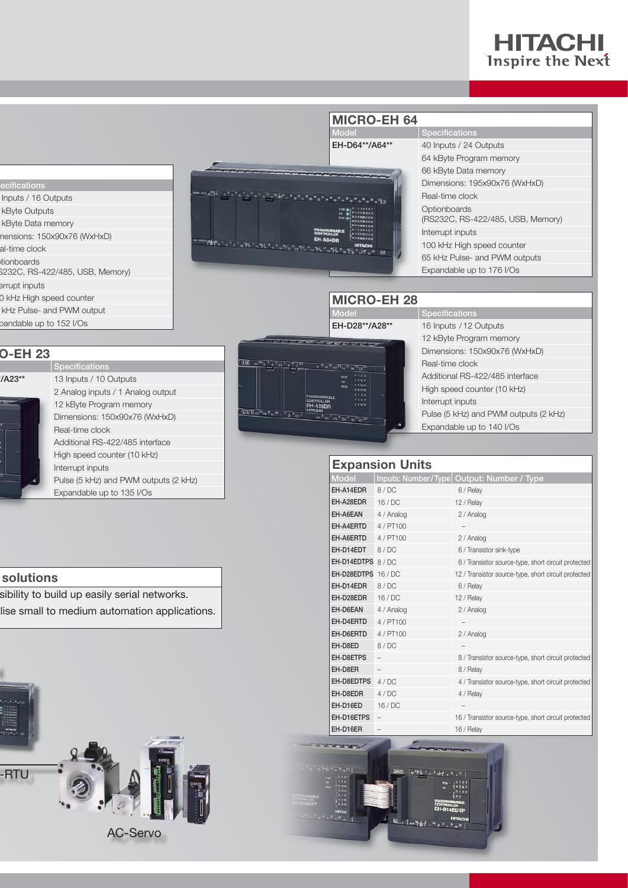| | Specifications |
|---|---|
| | Inputs / 16 Outputs |
| | kByte Outputs |
| | kByte Data memory |
| | Dimensions: 150x90x76 (WxHxD) |
| | Real-time clock |
| | Optionboards (RS232C, RS-422/485, USB, Memory) |
| | Interrupt inputs |
| | 0 kHz High speed counter |
| | kHz Pulse- and PWM output |
| | Expandable up to 152 I/Os |

## O-EH 23

| | Specifications |
|---|---|
| /A23** | 13 Inputs / 10 Outputs |
| | 2 Analog inputs / 1 Analog output |
| | 12 kByte Program memory |
| | Dimensions: 150x90x76 (WxHxD) |
| | Real-time clock |
| | Additional RS-422/485 interface |
| | High speed counter (10 kHz) |
| | Interrupt inputs |
| | Pulse (5 kHz) and PWM outputs (2 kHz) |
| | Expandable up to 135 I/Os |

## solutions

sibility to build up easily serial networks.

lise small to medium automation applications.

-RTU

AC-Servo

## MICRO-EH 64

| Model | Specifications |
|---|---|
| EH-D64**/A64** | 40 Inputs / 24 Outputs |
| | 64 kByte Program memory |
| | 66 kByte Data memory |
| | Dimensions: 195x90x76 (WxHxD) |
| | Real-time clock |
| | Optionboards (RS232C, RS-422/485, USB, Memory) |
| | Interrupt inputs |
| | 100 kHz High speed counter |
| | 65 kHz Pulse- and PWM outputs |
| | Expandable up to 176 I/Os |

## MICRO-EH 28

| Model | Specifications |
|---|---|
| EH-D28**/A28** | 16 Inputs / 12 Outputs |
| | 12 kByte Program memory |
| | Dimensions: 150x90x76 (WxHxD) |
| | Real-time clock |
| | Additional RS-422/485 interface |
| | High speed counter (10 kHz) |
| | Interrupt inputs |
| | Pulse (5 kHz) and PWM outputs (2 kHz) |
| | Expandable up to 140 I/Os |

## Expansion Units

| Model | Inputs: Number/Type | Output: Number / Type |
|---|---|---|
| EH-A14EDR | 8 / DC | 6 / Relay |
| EH-A28EDR | 16 / DC | 12 / Relay |
| EH-A6EAN | 4 / Analog | 2 / Analog |
| EH-A4ERTD | 4 / PT100 | – |
| EH-A6ERTD | 4 / PT100 | 2 / Analog |
| EH-D14EDT | 8 / DC | 6 / Transistor sink-type |
| EH-D14EDTPS | 8 / DC | 6 / Transistor source-type, short circuit protected |
| EH-D28EDTPS | 16 / DC | 12 / Transistor source-type, short circuit protected |
| EH-D14EDR | 8 / DC | 6 / Relay |
| EH-D28EDR | 16 / DC | 12 / Relay |
| EH-D6EAN | 4 / Analog | 2 / Analog |
| EH-D4ERTD | 4 / PT100 | – |
| EH-D6ERTD | 4 / PT100 | 2 / Analog |
| EH-D8ED | 8 / DC | – |
| EH-D8ETPS | – | 8 / Transistor source-type, short circuit protected |
| EH-D8ER | – | 8 / Relay |
| EH-D8EDTPS | 4 / DC | 4 / Transistor source-type, short circuit protected |
| EH-D8EDR | 4 / DC | 4 / Relay |
| EH-D16ED | 16 / DC | – |
| EH-D16ETPS | – | 16 / Transistor source-type, short circuit protected |
| EH-D16ER | – | 16 / Relay |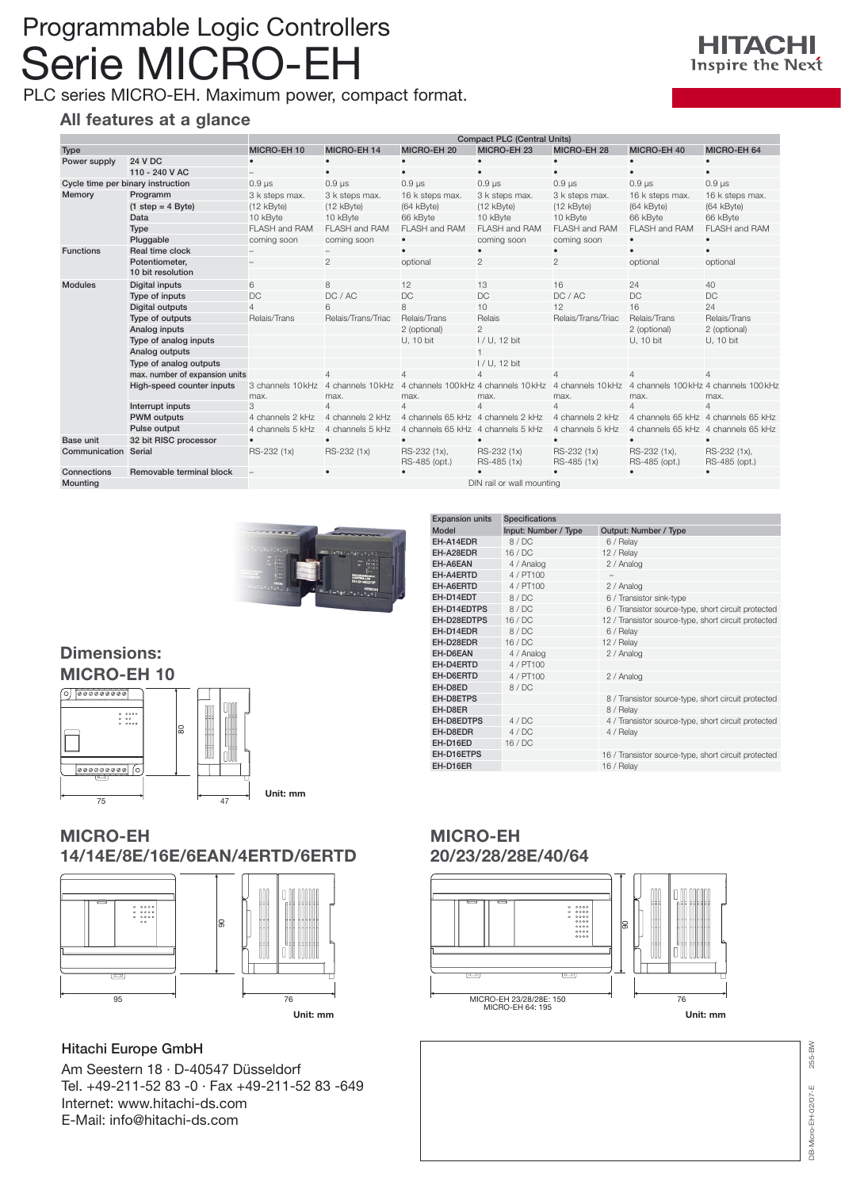# Programmable Logic Controllers
# Serie MICRO-EH

PLC series MICRO-EH. Maximum power, compact format.

HITACHI
Inspire the Next

## All features at a glance

| | | Compact PLC (Central Units) | | | | | | |
|---|---|---|---|---|---|---|---|---|
| Type | | MICRO-EH 10 | MICRO-EH 14 | MICRO-EH 20 | MICRO-EH 23 | MICRO-EH 28 | MICRO-EH 40 | MICRO-EH 64 |
| Power supply | 24 V DC | • | • | • | • | • | • | • |
| | 110 - 240 V AC | – | • | • | • | • | • | • |
| Cycle time per binary instruction | | 0.9 µs | 0.9 µs | 0.9 µs | 0.9 µs | 0.9 µs | 0.9 µs | 0.9 µs |
| Memory | Programm (1 step = 4 Byte) | 3 k steps max. (12 kByte) | 3 k steps max. (12 kByte) | 16 k steps max. (64 kByte) | 3 k steps max. (12 kByte) | 3 k steps max. (12 kByte) | 16 k steps max. (64 kByte) | 16 k steps max. (64 kByte) |
| | Data | 10 kByte | 10 kByte | 66 kByte | 10 kByte | 10 kByte | 66 kByte | 66 kByte |
| | Type | FLASH and RAM | FLASH and RAM | FLASH and RAM | FLASH and RAM | FLASH and RAM | FLASH and RAM | FLASH and RAM |
| | Pluggable | coming soon | coming soon | • | coming soon | coming soon | • | • |
| Functions | Real time clock | – | – | • | • | • | • | • |
| | Potentiometer, 10 bit resolution | – | 2 | optional | 2 | 2 | optional | optional |
| Modules | Digital inputs | 6 | 8 | 12 | 13 | 16 | 24 | 40 |
| | Type of inputs | DC | DC / AC | DC | DC | DC / AC | DC | DC |
| | Digital outputs | 4 | 6 | 8 | 10 | 12 | 16 | 24 |
| | Type of outputs | Relais/Trans | Relais/Trans/Triac | Relais/Trans | Relais | Relais/Trans/Triac | Relais/Trans | Relais/Trans |
| | Analog inputs | | | 2 (optional) | 2 | | 2 (optional) | 2 (optional) |
| | Type of analog inputs | | | U, 10 bit | I / U, 12 bit | | U, 10 bit | U, 10 bit |
| | Analog outputs | | | | 1 | | | |
| | Type of analog outputs | | | | I / U, 12 bit | | | |
| | max. number of expansion units | | 4 | 4 | 4 | 4 | 4 | 4 |
| | High-speed counter inputs | 3 channels 10 kHz max. | 4 channels 10 kHz max. | 4 channels 100 kHz max. | 4 channels 10 kHz max. | 4 channels 10 kHz max. | 4 channels 100 kHz max. | 4 channels 100 kHz max. |
| | Interrupt inputs | 3 | 4 | 4 | 4 | 4 | 4 | 4 |
| | PWM outputs | 4 channels 2 kHz | 4 channels 2 kHz | 4 channels 65 kHz | 4 channels 2 kHz | 4 channels 2 kHz | 4 channels 65 kHz | 4 channels 65 kHz |
| | Pulse output | 4 channels 5 kHz | 4 channels 5 kHz | 4 channels 65 kHz | 4 channels 5 kHz | 4 channels 5 kHz | 4 channels 65 kHz | 4 channels 65 kHz |
| Base unit | 32 bit RISC processor | • | • | • | • | • | • | • |
| Communication | Serial | RS-232 (1x) | RS-232 (1x) | RS-232 (1x), RS-485 (opt.) | RS-232 (1x) RS-485 (1x) | RS-232 (1x) RS-485 (1x) | RS-232 (1x), RS-485 (opt.) | RS-232 (1x), RS-485 (opt.) |
| Connections | Removable terminal block | – | • | • | • | • | • | • |
| Mounting | | DIN rail or wall mounting | | | | | | |

| Expansion units | Specifications | |
|---|---|---|
| Model | Input: Number / Type | Output: Number / Type |
| EH-A14EDR | 8 / DC | 6 / Relay |
| EH-A28EDR | 16 / DC | 12 / Relay |
| EH-A6EAN | 4 / Analog | 2 / Analog |
| EH-A4ERTD | 4 / PT100 | – |
| EH-A6ERTD | 4 / PT100 | 2 / Analog |
| EH-D14EDT | 8 / DC | 6 / Transistor sink-type |
| EH-D14EDTPS | 8 / DC | 6 / Transistor source-type, short circuit protected |
| EH-D28EDTPS | 16 / DC | 12 / Transistor source-type, short circuit protected |
| EH-D14EDR | 8 / DC | 6 / Relay |
| EH-D28EDR | 16 / DC | 12 / Relay |
| EH-D6EAN | 4 / Analog | 2 / Analog |
| EH-D4ERTD | 4 / PT100 | |
| EH-D6ERTD | 4 / PT100 | 2 / Analog |
| EH-D8ED | 8 / DC | |
| EH-D8ETPS | | 8 / Transistor source-type, short circuit protected |
| EH-D8ER | | 8 / Relay |
| EH-D8EDTPS | 4 / DC | 4 / Transistor source-type, short circuit protected |
| EH-D8EDR | 4 / DC | 4 / Relay |
| EH-D16ED | 16 / DC | |
| EH-D16ETPS | | 16 / Transistor source-type, short circuit protected |
| EH-D16ER | | 16 / Relay |

## Dimensions: MICRO-EH 10

80

75

47

Unit: mm

## MICRO-EH 14/14E/8E/16E/6EAN/4ERTD/6ERTD

90

95

76

Unit: mm

## MICRO-EH 20/23/28/28E/40/64

90

MICRO-EH 23/28/28E: 150
MICRO-EH 64: 195

76

Unit: mm

### Hitachi Europe GmbH

Am Seestern 18 · D-40547 Düsseldorf
Tel. +49-211-52 83 -0 · Fax +49-211-52 83 -649
Internet: www.hitachi-ds.com
E-Mail: info@hitachi-ds.com

DB-Micro-EH-02/07-E 255-BW